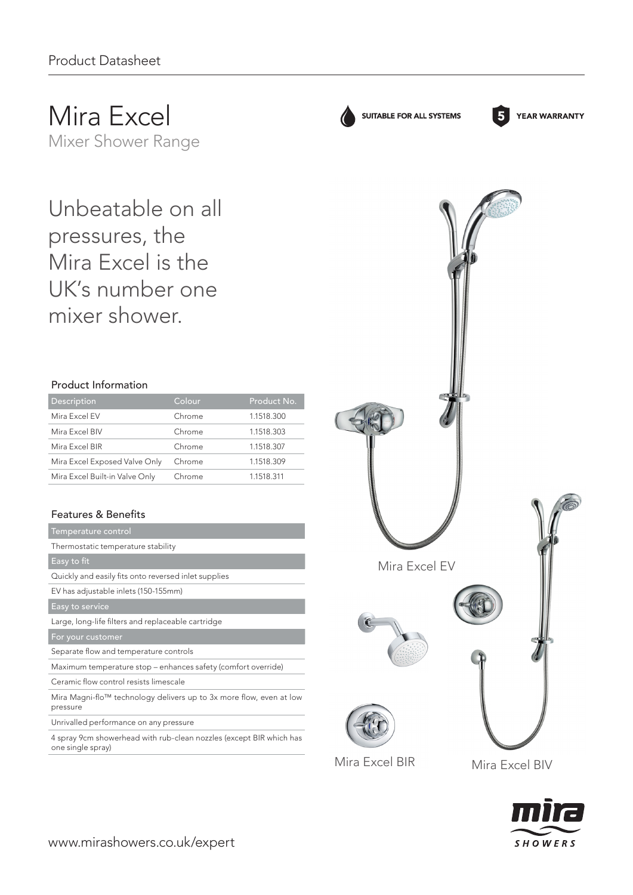Product Datasheet

# Mira Excel

## Mixer Shower Range

SUITABLE FOR ALL SYSTEMS

5 YEAR WARRANTY

Unbeatable on all pressures, the Mira Excel is the UK's number one mixer shower.

### Product Information

| Description | Colour | Product No. |
|---|---|---|
| Mira Excel EV | Chrome | 1.1518.300 |
| Mira Excel BIV | Chrome | 1.1518.303 |
| Mira Excel BIR | Chrome | 1.1518.307 |
| Mira Excel Exposed Valve Only | Chrome | 1.1518.309 |
| Mira Excel Built-in Valve Only | Chrome | 1.1518.311 |

### Features & Benefits

| Temperature control |
|---|
| Thermostatic temperature stability |
| **Easy to fit** |
| Quickly and easily fits onto reversed inlet supplies |
| EV has adjustable inlets (150-155mm) |
| **Easy to service** |
| Large, long-life filters and replaceable cartridge |
| **For your customer** |
| Separate flow and temperature controls |
| Maximum temperature stop – enhances safety (comfort override) |
| Ceramic flow control resists limescale |
| Mira Magni-flo™ technology delivers up to 3x more flow, even at low pressure |
| Unrivalled performance on any pressure |
| 4 spray 9cm showerhead with rub-clean nozzles (except BIR which has one single spray) |

Mira Excel EV

Mira Excel BIR

Mira Excel BIV

www.mirashowers.co.uk/expert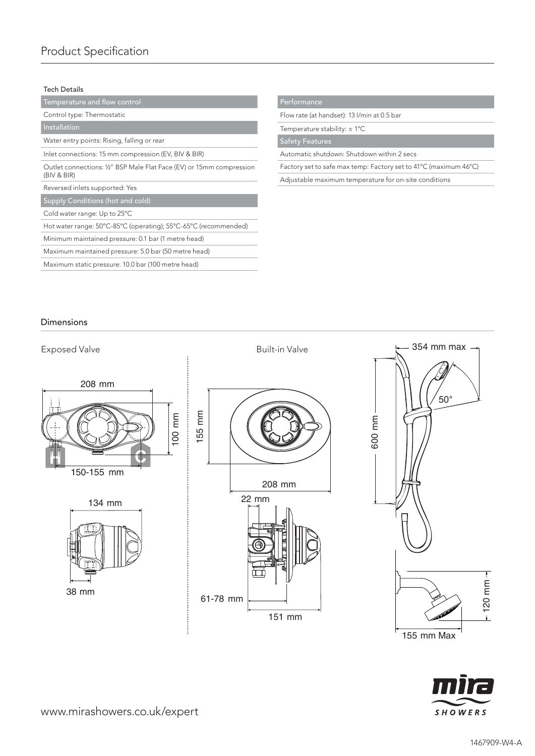# Product Specification

## Tech Details

| Temperature and flow control |
| --- |
| Control type: Thermostatic |
| **Installation** |
| Water entry points: Rising, falling or rear |
| Inlet connections: 15 mm compression (EV, BIV & BIR) |
| Outlet connections: ½" BSP Male Flat Face (EV) or 15mm compression (BIV & BIR) |
| Reversed inlets supported: Yes |
| **Supply Conditions (hot and cold)** |
| Cold water range: Up to 25°C |
| Hot water range: 50°C-85°C (operating); 55°C-65°C (recommended) |
| Minimum maintained pressure: 0.1 bar (1 metre head) |
| Maximum maintained pressure: 5.0 bar (50 metre head) |
| Maximum static pressure: 10.0 bar (100 metre head) |

| Performance |
| --- |
| Flow rate (at handset): 13 l/min at 0.5 bar |
| Temperature stability: ± 1°C |
| **Safety Features** |
| Automatic shutdown: Shutdown within 2 secs |
| Factory set to safe max temp: Factory set to 41°C (maximum 46°C) |
| Adjustable maximum temperature for on-site conditions |

## Dimensions

Exposed Valve

208 mm

100 mm

H

C

150-155 mm

134 mm

38 mm

Built-in Valve

155 mm

208 mm

22 mm

61-78 mm

151 mm

354 mm max

50°

600 mm

120 mm

155 mm Max

www.mirashowers.co.uk/expert

1467909-W4-A